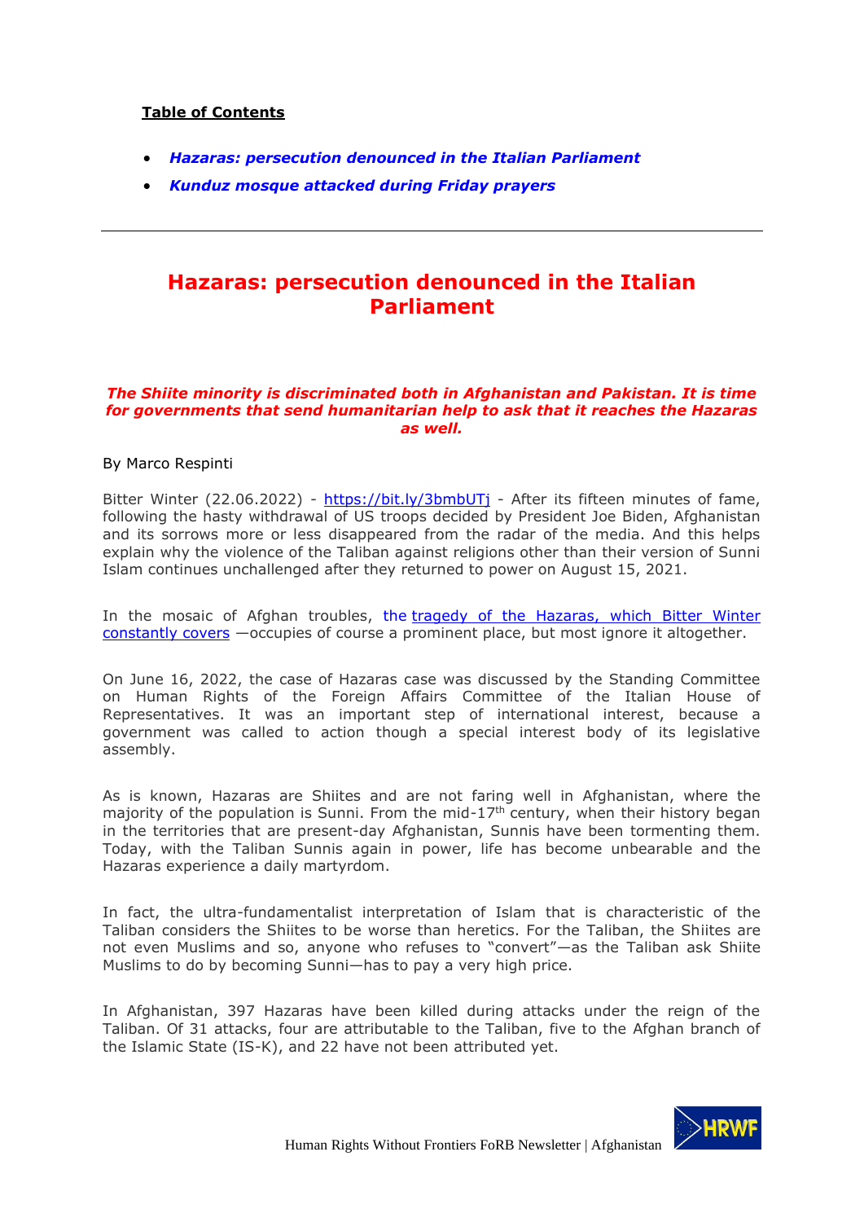**Table of Contents**

- ***Hazaras: persecution denounced in the Italian Parliament***
- ***Kunduz mosque attacked during Friday prayers***

---

# Hazaras: persecution denounced in the Italian Parliament

***The Shiite minority is discriminated both in Afghanistan and Pakistan. It is time for governments that send humanitarian help to ask that it reaches the Hazaras as well.***

By Marco Respinti

Bitter Winter (22.06.2022) - https://bit.ly/3bmbUTj - After its fifteen minutes of fame, following the hasty withdrawal of US troops decided by President Joe Biden, Afghanistan and its sorrows more or less disappeared from the radar of the media. And this helps explain why the violence of the Taliban against religions other than their version of Sunni Islam continues unchallenged after they returned to power on August 15, 2021.

In the mosaic of Afghan troubles, the tragedy of the Hazaras, which Bitter Winter constantly covers —occupies of course a prominent place, but most ignore it altogether.

On June 16, 2022, the case of Hazaras case was discussed by the Standing Committee on Human Rights of the Foreign Affairs Committee of the Italian House of Representatives. It was an important step of international interest, because a government was called to action though a special interest body of its legislative assembly.

As is known, Hazaras are Shiites and are not faring well in Afghanistan, where the majority of the population is Sunni. From the mid-17th century, when their history began in the territories that are present-day Afghanistan, Sunnis have been tormenting them. Today, with the Taliban Sunnis again in power, life has become unbearable and the Hazaras experience a daily martyrdom.

In fact, the ultra-fundamentalist interpretation of Islam that is characteristic of the Taliban considers the Shiites to be worse than heretics. For the Taliban, the Shiites are not even Muslims and so, anyone who refuses to "convert"—as the Taliban ask Shiite Muslims to do by becoming Sunni—has to pay a very high price.

In Afghanistan, 397 Hazaras have been killed during attacks under the reign of the Taliban. Of 31 attacks, four are attributable to the Taliban, five to the Afghan branch of the Islamic State (IS-K), and 22 have not been attributed yet.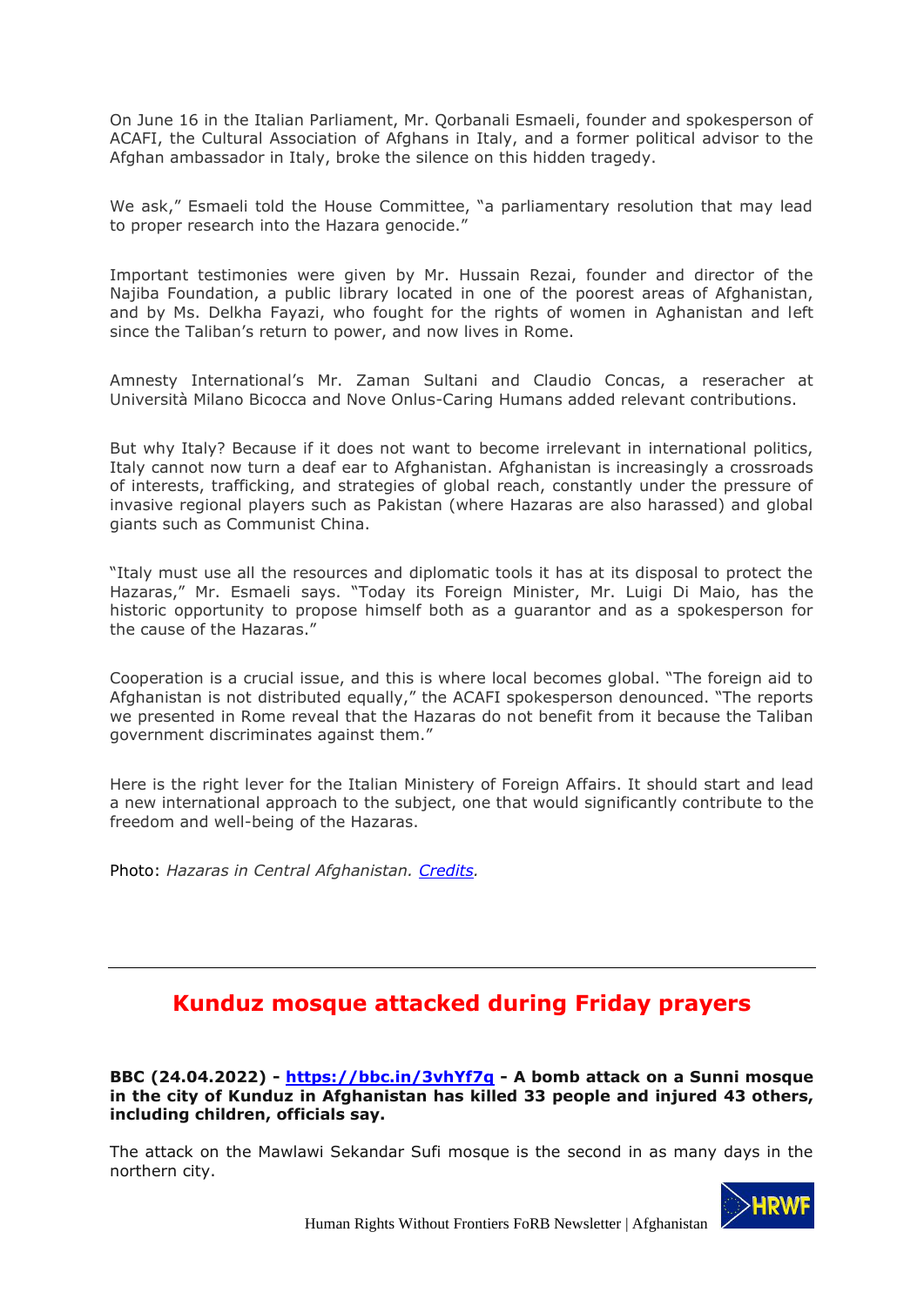On June 16 in the Italian Parliament, Mr. Qorbanali Esmaeli, founder and spokesperson of ACAFI, the Cultural Association of Afghans in Italy, and a former political advisor to the Afghan ambassador in Italy, broke the silence on this hidden tragedy.

We ask," Esmaeli told the House Committee, "a parliamentary resolution that may lead to proper research into the Hazara genocide."

Important testimonies were given by Mr. Hussain Rezai, founder and director of the Najiba Foundation, a public library located in one of the poorest areas of Afghanistan, and by Ms. Delkha Fayazi, who fought for the rights of women in Aghanistan and left since the Taliban's return to power, and now lives in Rome.

Amnesty International's Mr. Zaman Sultani and Claudio Concas, a reseracher at Università Milano Bicocca and Nove Onlus-Caring Humans added relevant contributions.

But why Italy? Because if it does not want to become irrelevant in international politics, Italy cannot now turn a deaf ear to Afghanistan. Afghanistan is increasingly a crossroads of interests, trafficking, and strategies of global reach, constantly under the pressure of invasive regional players such as Pakistan (where Hazaras are also harassed) and global giants such as Communist China.

"Italy must use all the resources and diplomatic tools it has at its disposal to protect the Hazaras," Mr. Esmaeli says. "Today its Foreign Minister, Mr. Luigi Di Maio, has the historic opportunity to propose himself both as a guarantor and as a spokesperson for the cause of the Hazaras."

Cooperation is a crucial issue, and this is where local becomes global. "The foreign aid to Afghanistan is not distributed equally," the ACAFI spokesperson denounced. "The reports we presented in Rome reveal that the Hazaras do not benefit from it because the Taliban government discriminates against them."

Here is the right lever for the Italian Ministry of Foreign Affairs. It should start and lead a new international approach to the subject, one that would significantly contribute to the freedom and well-being of the Hazaras.

Photo: *Hazaras in Central Afghanistan. Credits.*

---

## Kunduz mosque attacked during Friday prayers

**BBC (24.04.2022) - https://bbc.in/3vhYf7q - A bomb attack on a Sunni mosque in the city of Kunduz in Afghanistan has killed 33 people and injured 43 others, including children, officials say.**

The attack on the Mawlawi Sekandar Sufi mosque is the second in as many days in the northern city.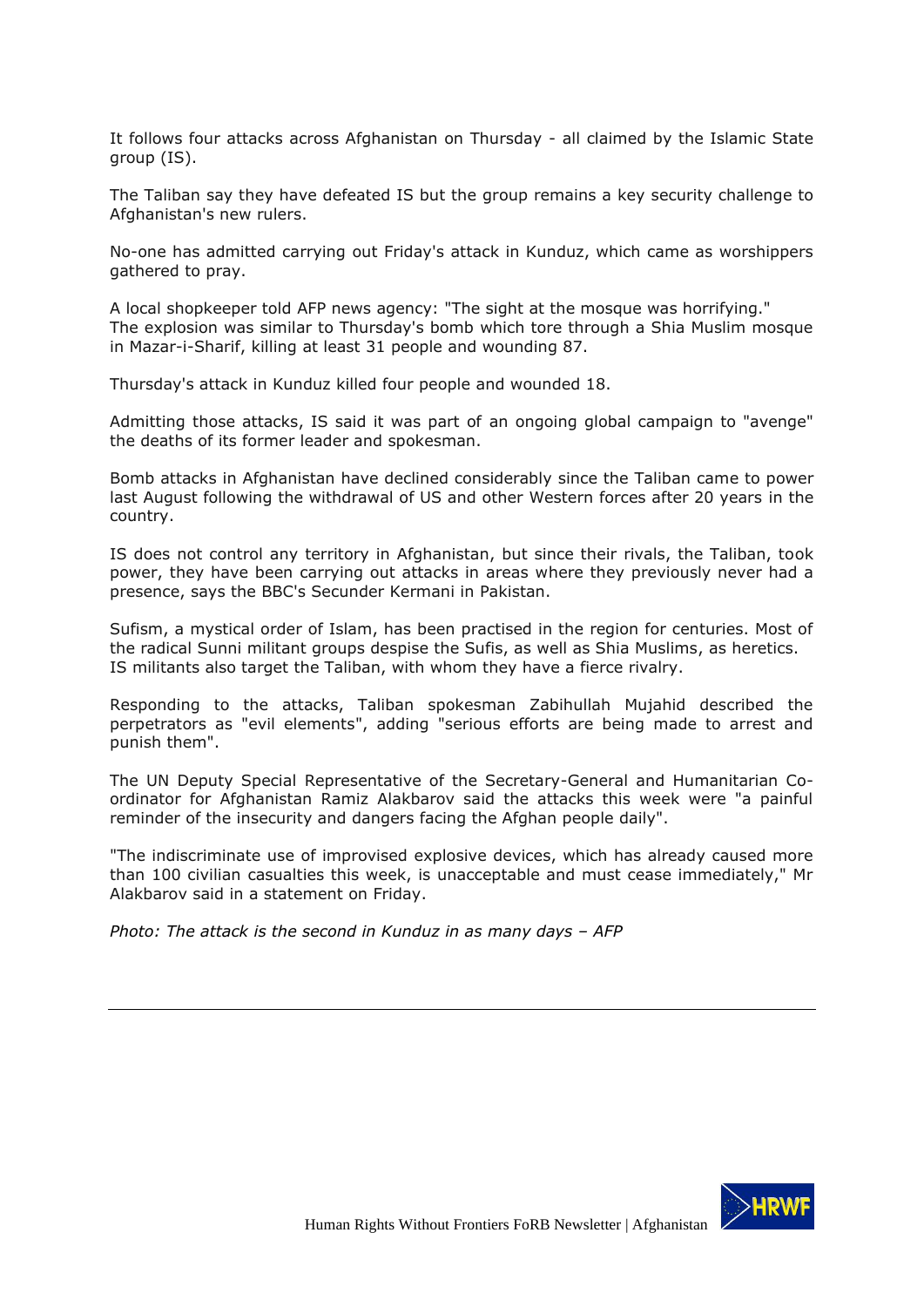It follows four attacks across Afghanistan on Thursday - all claimed by the Islamic State group (IS).

The Taliban say they have defeated IS but the group remains a key security challenge to Afghanistan's new rulers.

No-one has admitted carrying out Friday's attack in Kunduz, which came as worshippers gathered to pray.

A local shopkeeper told AFP news agency: "The sight at the mosque was horrifying."
The explosion was similar to Thursday's bomb which tore through a Shia Muslim mosque in Mazar-i-Sharif, killing at least 31 people and wounding 87.

Thursday's attack in Kunduz killed four people and wounded 18.

Admitting those attacks, IS said it was part of an ongoing global campaign to "avenge" the deaths of its former leader and spokesman.

Bomb attacks in Afghanistan have declined considerably since the Taliban came to power last August following the withdrawal of US and other Western forces after 20 years in the country.

IS does not control any territory in Afghanistan, but since their rivals, the Taliban, took power, they have been carrying out attacks in areas where they previously never had a presence, says the BBC's Secunder Kermani in Pakistan.

Sufism, a mystical order of Islam, has been practised in the region for centuries. Most of the radical Sunni militant groups despise the Sufis, as well as Shia Muslims, as heretics.
IS militants also target the Taliban, with whom they have a fierce rivalry.

Responding to the attacks, Taliban spokesman Zabihullah Mujahid described the perpetrators as "evil elements", adding "serious efforts are being made to arrest and punish them".

The UN Deputy Special Representative of the Secretary-General and Humanitarian Co-ordinator for Afghanistan Ramiz Alakbarov said the attacks this week were "a painful reminder of the insecurity and dangers facing the Afghan people daily".

"The indiscriminate use of improvised explosive devices, which has already caused more than 100 civilian casualties this week, is unacceptable and must cease immediately," Mr Alakbarov said in a statement on Friday.

*Photo: The attack is the second in Kunduz in as many days – AFP*